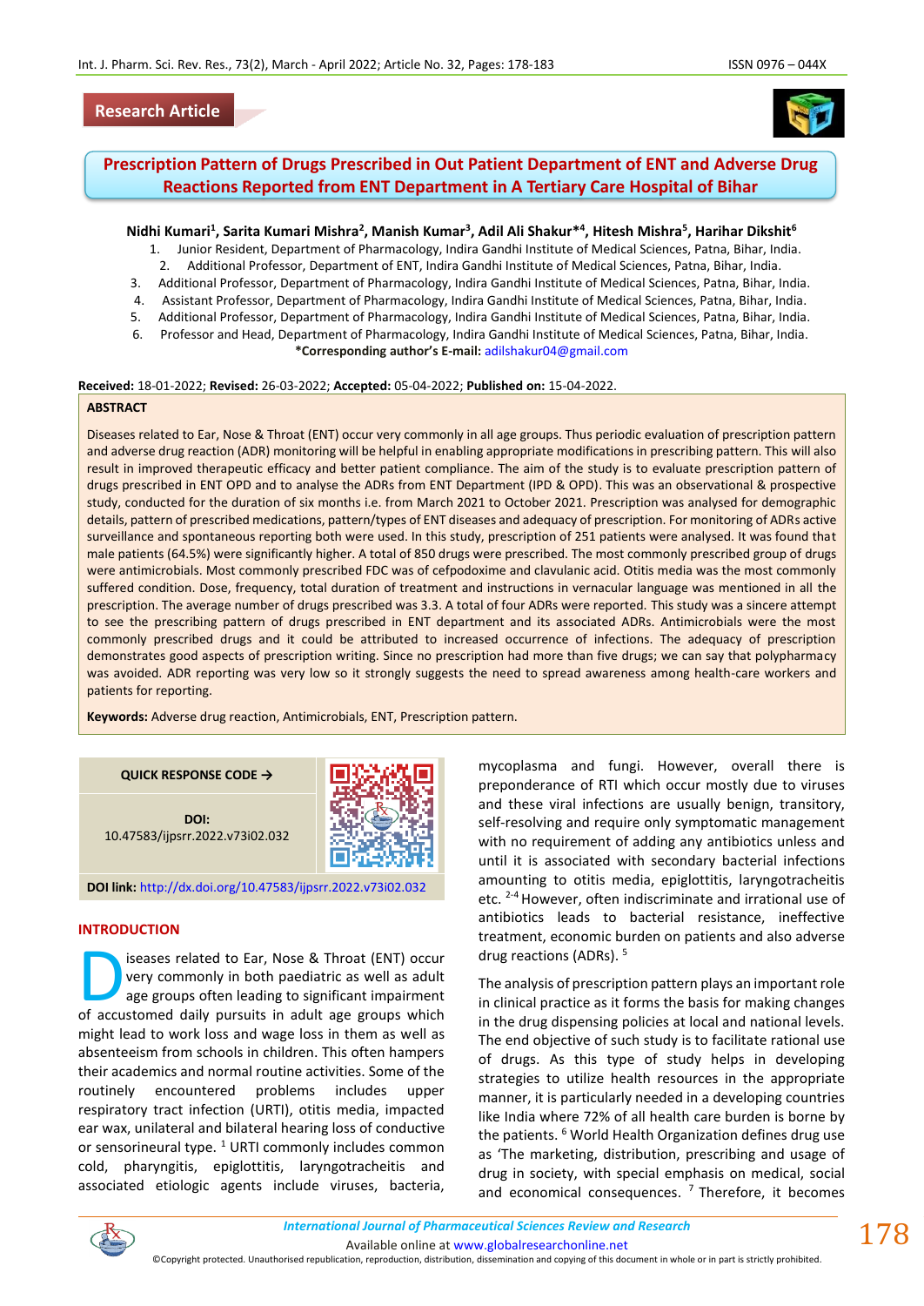Research Article

# Prescription Pattern of Drugs Prescribed in Out Patient Department of ENT and Adverse Drug Reactions Reported from ENT Department in A Tertiary Care Hospital of Bihar

**Nidhi Kumari[1], Sarita Kumari Mishra[2], Manish Kumar[3], Adil Ali Shakur*[4], Hitesh Mishra[5], Harihar Dikshit[6]**

1. Junior Resident, Department of Pharmacology, Indira Gandhi Institute of Medical Sciences, Patna, Bihar, India.
2. Additional Professor, Department of ENT, Indira Gandhi Institute of Medical Sciences, Patna, Bihar, India.
3. Additional Professor, Department of Pharmacology, Indira Gandhi Institute of Medical Sciences, Patna, Bihar, India.
4. Assistant Professor, Department of Pharmacology, Indira Gandhi Institute of Medical Sciences, Patna, Bihar, India.
5. Additional Professor, Department of Pharmacology, Indira Gandhi Institute of Medical Sciences, Patna, Bihar, India.
6. Professor and Head, Department of Pharmacology, Indira Gandhi Institute of Medical Sciences, Patna, Bihar, India.

***Corresponding author's E-mail:** adilshakur04@gmail.com

**Received:** 18-01-2022; **Revised:** 26-03-2022; **Accepted:** 05-04-2022; **Published on:** 15-04-2022.

## ABSTRACT

Diseases related to Ear, Nose & Throat (ENT) occur very commonly in all age groups. Thus periodic evaluation of prescription pattern and adverse drug reaction (ADR) monitoring will be helpful in enabling appropriate modifications in prescribing pattern. This will also result in improved therapeutic efficacy and better patient compliance. The aim of the study is to evaluate prescription pattern of drugs prescribed in ENT OPD and to analyse the ADRs from ENT Department (IPD & OPD). This was an observational & prospective study, conducted for the duration of six months i.e. from March 2021 to October 2021. Prescription was analysed for demographic details, pattern of prescribed medications, pattern/types of ENT diseases and adequacy of prescription. For monitoring of ADRs active surveillance and spontaneous reporting both were used. In this study, prescription of 251 patients were analysed. It was found that male patients (64.5%) were significantly higher. A total of 850 drugs were prescribed. The most commonly prescribed group of drugs were antimicrobials. Most commonly prescribed FDC was of cefpodoxime and clavulanic acid. Otitis media was the most commonly suffered condition. Dose, frequency, total duration of treatment and instructions in vernacular language was mentioned in all the prescription. The average number of drugs prescribed was 3.3. A total of four ADRs were reported. This study was a sincere attempt to see the prescribing pattern of drugs prescribed in ENT department and its associated ADRs. Antimicrobials were the most commonly prescribed drugs and it could be attributed to increased occurrence of infections. The adequacy of prescription demonstrates good aspects of prescription writing. Since no prescription had more than five drugs; we can say that polypharmacy was avoided. ADR reporting was very low so it strongly suggests the need to spread awareness among health-care workers and patients for reporting.

**Keywords:** Adverse drug reaction, Antimicrobials, ENT, Prescription pattern.

**QUICK RESPONSE CODE →**

**DOI:** 10.47583/ijpsrr.2022.v73i02.032

**DOI link:** http://dx.doi.org/10.47583/ijpsrr.2022.v73i02.032

## INTRODUCTION

Diseases related to Ear, Nose & Throat (ENT) occur very commonly in both paediatric as well as adult age groups often leading to significant impairment of accustomed daily pursuits in adult age groups which might lead to work loss and wage loss in them as well as absenteeism from schools in children. This often hampers their academics and normal routine activities. Some of the routinely encountered problems includes upper respiratory tract infection (URTI), otitis media, impacted ear wax, unilateral and bilateral hearing loss of conductive or sensorineural type. [1] URTI commonly includes common cold, pharyngitis, epiglottitis, laryngotracheitis and associated etiologic agents include viruses, bacteria, mycoplasma and fungi. However, overall there is preponderance of RTI which occur mostly due to viruses and these viral infections are usually benign, transitory, self-resolving and require only symptomatic management with no requirement of adding any antibiotics unless and until it is associated with secondary bacterial infections amounting to otitis media, epiglottitis, laryngotracheitis etc. [2-4] However, often indiscriminate and irrational use of antibiotics leads to bacterial resistance, ineffective treatment, economic burden on patients and also adverse drug reactions (ADRs). [5]

The analysis of prescription pattern plays an important role in clinical practice as it forms the basis for making changes in the drug dispensing policies at local and national levels. The end objective of such study is to facilitate rational use of drugs. As this type of study helps in developing strategies to utilize health resources in the appropriate manner, it is particularly needed in a developing countries like India where 72% of all health care burden is borne by the patients. [6] World Health Organization defines drug use as 'The marketing, distribution, prescribing and usage of drug in society, with special emphasis on medical, social and economical consequences. [7] Therefore, it becomes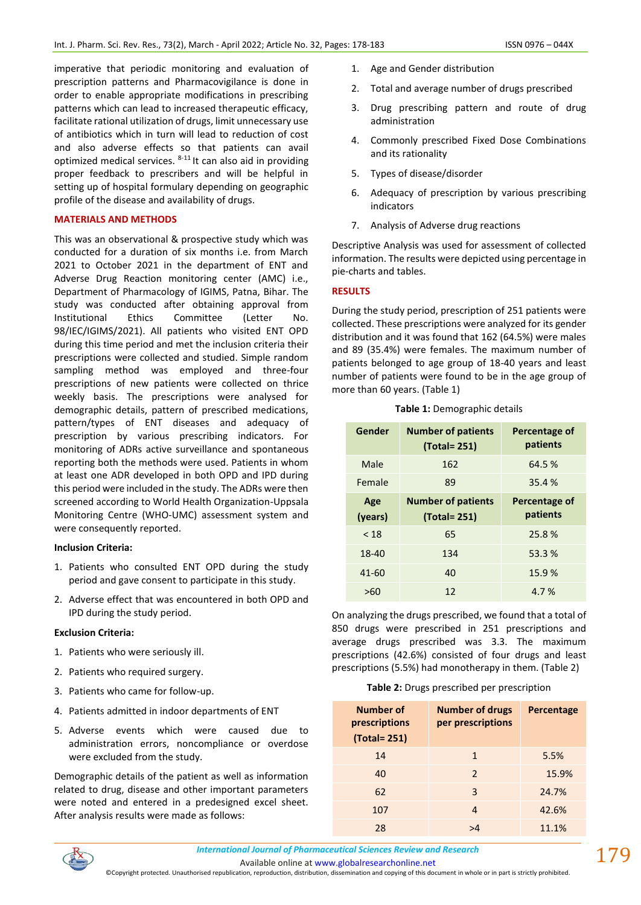imperative that periodic monitoring and evaluation of prescription patterns and Pharmacovigilance is done in order to enable appropriate modifications in prescribing patterns which can lead to increased therapeutic efficacy, facilitate rational utilization of drugs, limit unnecessary use of antibiotics which in turn will lead to reduction of cost and also adverse effects so that patients can avail optimized medical services. [8-11] It can also aid in providing proper feedback to prescribers and will be helpful in setting up of hospital formulary depending on geographic profile of the disease and availability of drugs.

## MATERIALS AND METHODS

This was an observational & prospective study which was conducted for a duration of six months i.e. from March 2021 to October 2021 in the department of ENT and Adverse Drug Reaction monitoring center (AMC) i.e., Department of Pharmacology of IGIMS, Patna, Bihar. The study was conducted after obtaining approval from Institutional Ethics Committee (Letter No. 98/IEC/IGIMS/2021). All patients who visited ENT OPD during this time period and met the inclusion criteria their prescriptions were collected and studied. Simple random sampling method was employed and three-four prescriptions of new patients were collected on thrice weekly basis. The prescriptions were analysed for demographic details, pattern of prescribed medications, pattern/types of ENT diseases and adequacy of prescription by various prescribing indicators. For monitoring of ADRs active surveillance and spontaneous reporting both the methods were used. Patients in whom at least one ADR developed in both OPD and IPD during this period were included in the study. The ADRs were then screened according to World Health Organization-Uppsala Monitoring Centre (WHO-UMC) assessment system and were consequently reported.

### Inclusion Criteria:

1. Patients who consulted ENT OPD during the study period and gave consent to participate in this study.
2. Adverse effect that was encountered in both OPD and IPD during the study period.

### Exclusion Criteria:

1. Patients who were seriously ill.
2. Patients who required surgery.
3. Patients who came for follow-up.
4. Patients admitted in indoor departments of ENT
5. Adverse events which were caused due to administration errors, noncompliance or overdose were excluded from the study.

Demographic details of the patient as well as information related to drug, disease and other important parameters were noted and entered in a predesigned excel sheet. After analysis results were made as follows:

1. Age and Gender distribution
2. Total and average number of drugs prescribed
3. Drug prescribing pattern and route of drug administration
4. Commonly prescribed Fixed Dose Combinations and its rationality
5. Types of disease/disorder
6. Adequacy of prescription by various prescribing indicators
7. Analysis of Adverse drug reactions

Descriptive Analysis was used for assessment of collected information. The results were depicted using percentage in pie-charts and tables.

## RESULTS

During the study period, prescription of 251 patients were collected. These prescriptions were analyzed for its gender distribution and it was found that 162 (64.5%) were males and 89 (35.4%) were females. The maximum number of patients belonged to age group of 18-40 years and least number of patients were found to be in the age group of more than 60 years. (Table 1)

**Table 1:** Demographic details

| Gender | Number of patients (Total= 251) | Percentage of patients |
|---|---|---|
| Male | 162 | 64.5 % |
| Female | 89 | 35.4 % |
| **Age (years)** | **Number of patients (Total= 251)** | **Percentage of patients** |
| < 18 | 65 | 25.8 % |
| 18-40 | 134 | 53.3 % |
| 41-60 | 40 | 15.9 % |
| >60 | 12 | 4.7 % |

On analyzing the drugs prescribed, we found that a total of 850 drugs were prescribed in 251 prescriptions and average drugs prescribed was 3.3. The maximum prescriptions (42.6%) consisted of four drugs and least prescriptions (5.5%) had monotherapy in them. (Table 2)

**Table 2:** Drugs prescribed per prescription

| Number of prescriptions (Total= 251) | Number of drugs per prescriptions | Percentage |
|---|---|---|
| 14 | 1 | 5.5% |
| 40 | 2 | 15.9% |
| 62 | 3 | 24.7% |
| 107 | 4 | 42.6% |
| 28 | >4 | 11.1% |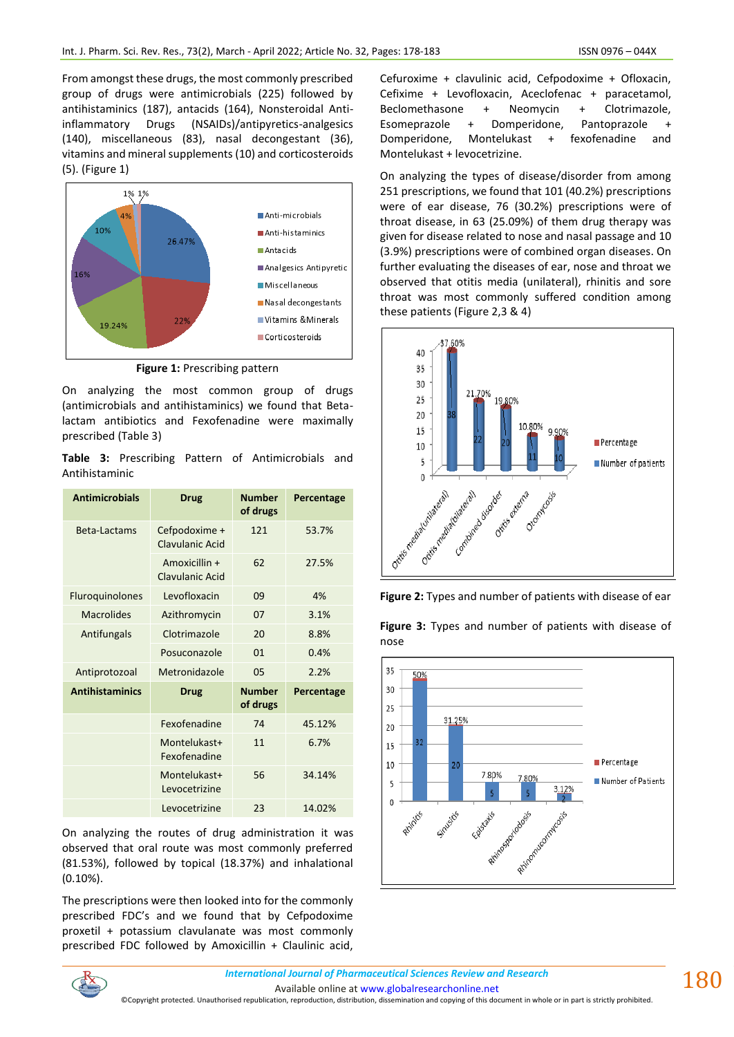From amongst these drugs, the most commonly prescribed group of drugs were antimicrobials (225) followed by antihistaminics (187), antacids (164), Nonsteroidal Anti-inflammatory Drugs (NSAIDs)/antipyretics-analgesics (140), miscellaneous (83), nasal decongestant (36), vitamins and mineral supplements (10) and corticosteroids (5). (Figure 1)

**Figure 1:** Prescribing pattern

On analyzing the most common group of drugs (antimicrobials and antihistaminics) we found that Beta-lactam antibiotics and Fexofenadine were maximally prescribed (Table 3)

**Table 3:** Prescribing Pattern of Antimicrobials and Antihistaminic

| Antimicrobials | Drug | Number of drugs | Percentage |
|---|---|---|---|
| Beta-Lactams | Cefpodoxime + Clavulanic Acid | 121 | 53.7% |
| | Amoxicillin + Clavulanic Acid | 62 | 27.5% |
| Fluroquinolones | Levofloxacin | 09 | 4% |
| Macrolides | Azithromycin | 07 | 3.1% |
| Antifungals | Clotrimazole | 20 | 8.8% |
| | Posuconazole | 01 | 0.4% |
| Antiprotozoal | Metronidazole | 05 | 2.2% |
| **Antihistaminics** | **Drug** | **Number of drugs** | **Percentage** |
| | Fexofenadine | 74 | 45.12% |
| | Montelukast+ Fexofenadine | 11 | 6.7% |
| | Montelukast+ Levocetrizine | 56 | 34.14% |
| | Levocetrizine | 23 | 14.02% |

On analyzing the routes of drug administration it was observed that oral route was most commonly preferred (81.53%), followed by topical (18.37%) and inhalational (0.10%).

The prescriptions were then looked into for the commonly prescribed FDC's and we found that by Cefpodoxime proxetil + potassium clavulanate was most commonly prescribed FDC followed by Amoxicillin + Claulinic acid, Cefuroxime + clavulinic acid, Cefpodoxime + Ofloxacin, Cefixime + Levofloxacin, Aceclofenac + paracetamol, Beclomethasone + Neomycin + Clotrimazole, Esomeprazole + Domperidone, Pantoprazole + Domperidone, Montelukast + fexofenadine and Montelukast + levocetrizine.

On analyzing the types of disease/disorder from among 251 prescriptions, we found that 101 (40.2%) prescriptions were of ear disease, 76 (30.2%) prescriptions were of throat disease, in 63 (25.09%) of them drug therapy was given for disease related to nose and nasal passage and 10 (3.9%) prescriptions were of combined organ diseases. On further evaluating the diseases of ear, nose and throat we observed that otitis media (unilateral), rhinitis and sore throat was most commonly suffered condition among these patients (Figure 2,3 & 4)

**Figure 2:** Types and number of patients with disease of ear

**Figure 3:** Types and number of patients with disease of nose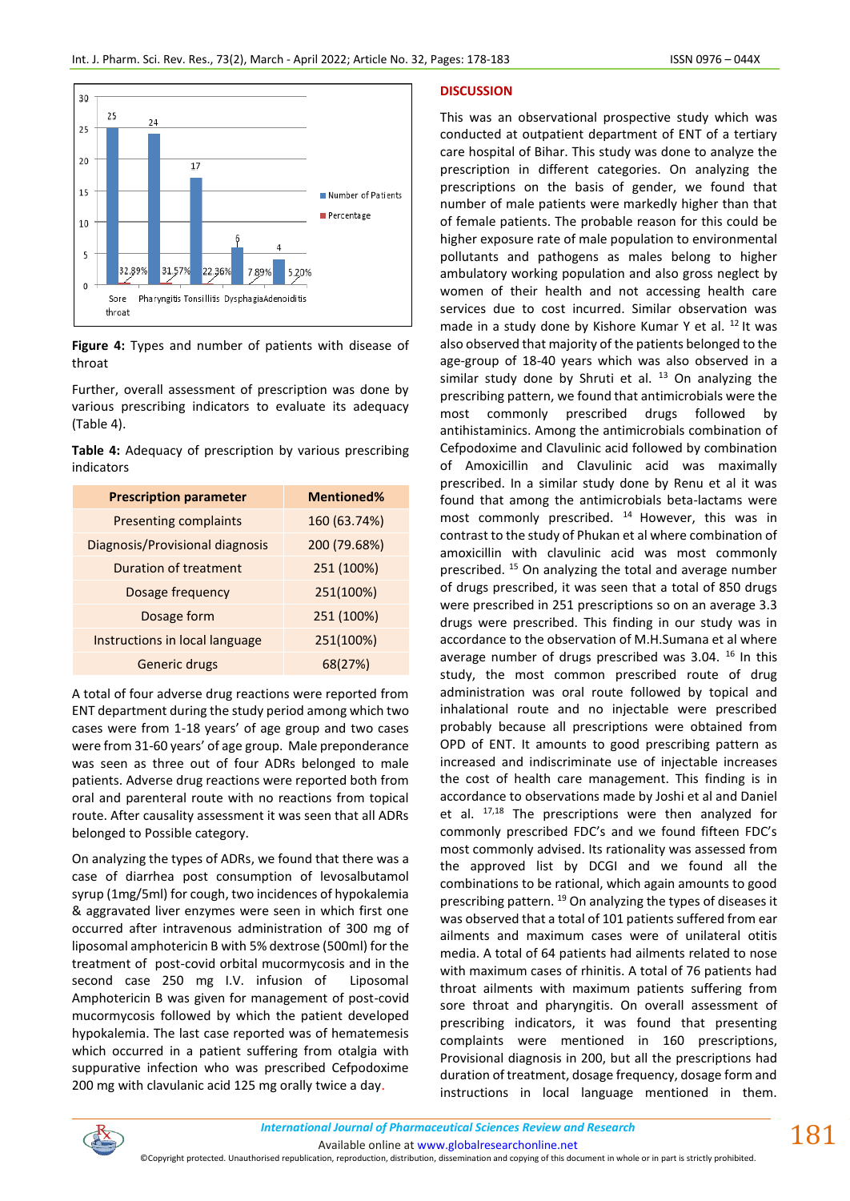Figure 4: Types and number of patients with disease of throat

Further, overall assessment of prescription was done by various prescribing indicators to evaluate its adequacy (Table 4).

**Table 4:** Adequacy of prescription by various prescribing indicators

| Prescription parameter | Mentioned% |
|---|---|
| Presenting complaints | 160 (63.74%) |
| Diagnosis/Provisional diagnosis | 200 (79.68%) |
| Duration of treatment | 251 (100%) |
| Dosage frequency | 251(100%) |
| Dosage form | 251 (100%) |
| Instructions in local language | 251(100%) |
| Generic drugs | 68(27%) |

A total of four adverse drug reactions were reported from ENT department during the study period among which two cases were from 1-18 years' of age group and two cases were from 31-60 years' of age group. Male preponderance was seen as three out of four ADRs belonged to male patients. Adverse drug reactions were reported both from oral and parenteral route with no reactions from topical route. After causality assessment it was seen that all ADRs belonged to Possible category.

On analyzing the types of ADRs, we found that there was a case of diarrhea post consumption of levosalbutamol syrup (1mg/5ml) for cough, two incidences of hypokalemia & aggravated liver enzymes were seen in which first one occurred after intravenous administration of 300 mg of liposomal amphotericin B with 5% dextrose (500ml) for the treatment of post-covid orbital mucormycosis and in the second case 250 mg I.V. infusion of Liposomal Amphotericin B was given for management of post-covid mucormycosis followed by which the patient developed hypokalemia. The last case reported was of hematemesis which occurred in a patient suffering from otalgia with suppurative infection who was prescribed Cefpodoxime 200 mg with clavulanic acid 125 mg orally twice a day.

## DISCUSSION

This was an observational prospective study which was conducted at outpatient department of ENT of a tertiary care hospital of Bihar. This study was done to analyze the prescription in different categories. On analyzing the prescriptions on the basis of gender, we found that number of male patients were markedly higher than that of female patients. The probable reason for this could be higher exposure rate of male population to environmental pollutants and pathogens as males belong to higher ambulatory working population and also gross neglect by women of their health and not accessing health care services due to cost incurred. Similar observation was made in a study done by Kishore Kumar Y et al. [12] It was also observed that majority of the patients belonged to the age-group of 18-40 years which was also observed in a similar study done by Shruti et al. [13] On analyzing the prescribing pattern, we found that antimicrobials were the most commonly prescribed drugs followed by antihistaminics. Among the antimicrobials combination of Cefpodoxime and Clavulinic acid followed by combination of Amoxicillin and Clavulinic acid was maximally prescribed. In a similar study done by Renu et al it was found that among the antimicrobials beta-lactams were most commonly prescribed. [14] However, this was in contrast to the study of Phukan et al where combination of amoxicillin with clavulinic acid was most commonly prescribed. [15] On analyzing the total and average number of drugs prescribed, it was seen that a total of 850 drugs were prescribed in 251 prescriptions so on an average 3.3 drugs were prescribed. This finding in our study was in accordance to the observation of M.H.Sumana et al where average number of drugs prescribed was 3.04. [16] In this study, the most common prescribed route of drug administration was oral route followed by topical and inhalational route and no injectable were prescribed probably because all prescriptions were obtained from OPD of ENT. It amounts to good prescribing pattern as increased and indiscriminate use of injectable increases the cost of health care management. This finding is in accordance to observations made by Joshi et al and Daniel et al. [17,18] The prescriptions were then analyzed for commonly prescribed FDC's and we found fifteen FDC's most commonly advised. Its rationality was assessed from the approved list by DCGI and we found all the combinations to be rational, which again amounts to good prescribing pattern. [19] On analyzing the types of diseases it was observed that a total of 101 patients suffered from ear ailments and maximum cases were of unilateral otitis media. A total of 64 patients had ailments related to nose with maximum cases of rhinitis. A total of 76 patients had throat ailments with maximum patients suffering from sore throat and pharyngitis. On overall assessment of prescribing indicators, it was found that presenting complaints were mentioned in 160 prescriptions, Provisional diagnosis in 200, but all the prescriptions had duration of treatment, dosage frequency, dosage form and instructions in local language mentioned in them.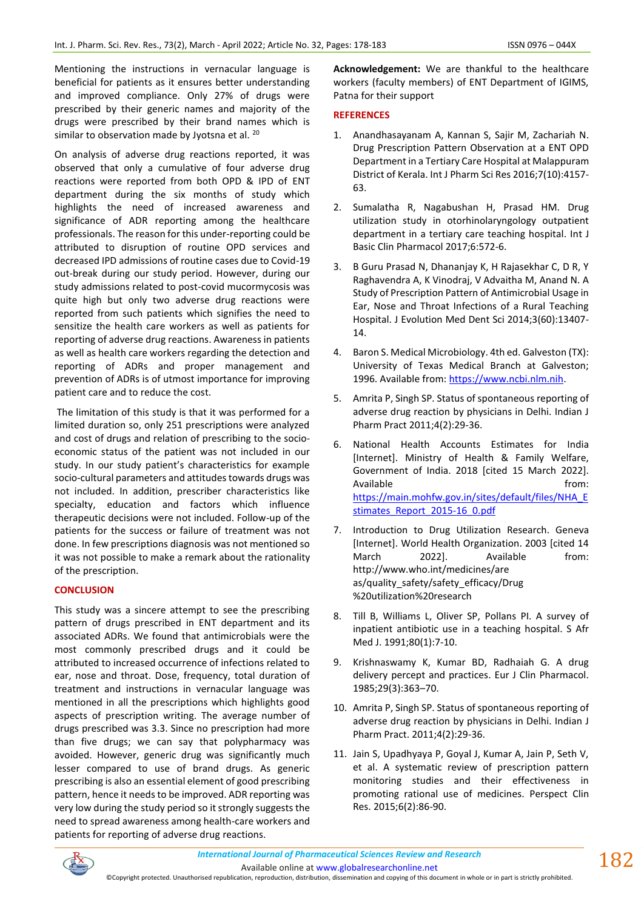Mentioning the instructions in vernacular language is beneficial for patients as it ensures better understanding and improved compliance. Only 27% of drugs were prescribed by their generic names and majority of the drugs were prescribed by their brand names which is similar to observation made by Jyotsna et al. [20]

On analysis of adverse drug reactions reported, it was observed that only a cumulative of four adverse drug reactions were reported from both OPD & IPD of ENT department during the six months of study which highlights the need of increased awareness and significance of ADR reporting among the healthcare professionals. The reason for this under-reporting could be attributed to disruption of routine OPD services and decreased IPD admissions of routine cases due to Covid-19 out-break during our study period. However, during our study admissions related to post-covid mucormycosis was quite high but only two adverse drug reactions were reported from such patients which signifies the need to sensitize the health care workers as well as patients for reporting of adverse drug reactions. Awareness in patients as well as health care workers regarding the detection and reporting of ADRs and proper management and prevention of ADRs is of utmost importance for improving patient care and to reduce the cost.

The limitation of this study is that it was performed for a limited duration so, only 251 prescriptions were analyzed and cost of drugs and relation of prescribing to the socio-economic status of the patient was not included in our study. In our study patient's characteristics for example socio-cultural parameters and attitudes towards drugs was not included. In addition, prescriber characteristics like specialty, education and factors which influence therapeutic decisions were not included. Follow-up of the patients for the success or failure of treatment was not done. In few prescriptions diagnosis was not mentioned so it was not possible to make a remark about the rationality of the prescription.

## CONCLUSION

This study was a sincere attempt to see the prescribing pattern of drugs prescribed in ENT department and its associated ADRs. We found that antimicrobials were the most commonly prescribed drugs and it could be attributed to increased occurrence of infections related to ear, nose and throat. Dose, frequency, total duration of treatment and instructions in vernacular language was mentioned in all the prescriptions which highlights good aspects of prescription writing. The average number of drugs prescribed was 3.3. Since no prescription had more than five drugs; we can say that polypharmacy was avoided. However, generic drug was significantly much lesser compared to use of brand drugs. As generic prescribing is also an essential element of good prescribing pattern, hence it needs to be improved. ADR reporting was very low during the study period so it strongly suggests the need to spread awareness among health-care workers and patients for reporting of adverse drug reactions.

**Acknowledgement:** We are thankful to the healthcare workers (faculty members) of ENT Department of IGIMS, Patna for their support

## REFERENCES

1. Anandhasayanam A, Kannan S, Sajir M, Zachariah N. Drug Prescription Pattern Observation at a ENT OPD Department in a Tertiary Care Hospital at Malappuram District of Kerala. Int J Pharm Sci Res 2016;7(10):4157-63.
2. Sumalatha R, Nagabushan H, Prasad HM. Drug utilization study in otorhinolaryngology outpatient department in a tertiary care teaching hospital. Int J Basic Clin Pharmacol 2017;6:572-6.
3. B Guru Prasad N, Dhananjay K, H Rajasekhar C, D R, Y Raghavendra A, K Vinodraj, V Advaitha M, Anand N. A Study of Prescription Pattern of Antimicrobial Usage in Ear, Nose and Throat Infections of a Rural Teaching Hospital. J Evolution Med Dent Sci 2014;3(60):13407-14.
4. Baron S. Medical Microbiology. 4th ed. Galveston (TX): University of Texas Medical Branch at Galveston; 1996. Available from: https://www.ncbi.nlm.nih.
5. Amrita P, Singh SP. Status of spontaneous reporting of adverse drug reaction by physicians in Delhi. Indian J Pharm Pract 2011;4(2):29-36.
6. National Health Accounts Estimates for India [Internet]. Ministry of Health & Family Welfare, Government of India. 2018 [cited 15 March 2022]. Available from: https://main.mohfw.gov.in/sites/default/files/NHA_Estimates_Report_2015-16_0.pdf
7. Introduction to Drug Utilization Research. Geneva [Internet]. World Health Organization. 2003 [cited 14 March 2022]. Available from: http://www.who.int/medicines/areas/quality_safety/safety_efficacy/Drug%20utilization%20research
8. Till B, Williams L, Oliver SP, Pollans PI. A survey of inpatient antibiotic use in a teaching hospital. S Afr Med J. 1991;80(1):7-10.
9. Krishnaswamy K, Kumar BD, Radhaiah G. A drug delivery percept and practices. Eur J Clin Pharmacol. 1985;29(3):363–70.
10. Amrita P, Singh SP. Status of spontaneous reporting of adverse drug reaction by physicians in Delhi. Indian J Pharm Pract. 2011;4(2):29-36.
11. Jain S, Upadhyaya P, Goyal J, Kumar A, Jain P, Seth V, et al. A systematic review of prescription pattern monitoring studies and their effectiveness in promoting rational use of medicines. Perspect Clin Res. 2015;6(2):86-90.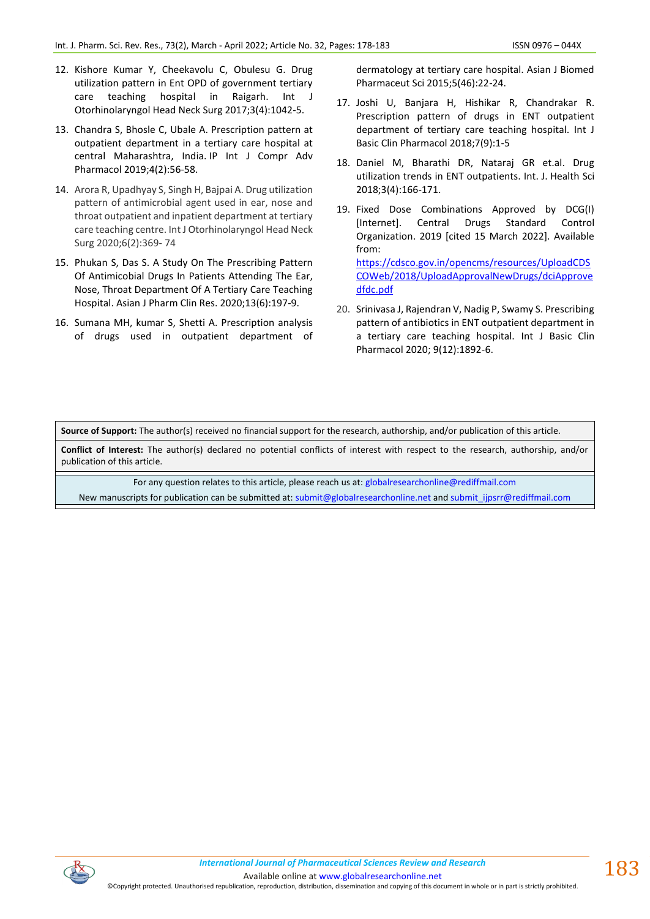12. Kishore Kumar Y, Cheekavolu C, Obulesu G. Drug utilization pattern in Ent OPD of government tertiary care teaching hospital in Raigarh. Int J Otorhinolaryngol Head Neck Surg 2017;3(4):1042-5.
13. Chandra S, Bhosle C, Ubale A. Prescription pattern at outpatient department in a tertiary care hospital at central Maharashtra, India. IP Int J Compr Adv Pharmacol 2019;4(2):56-58.
14. Arora R, Upadhyay S, Singh H, Bajpai A. Drug utilization pattern of antimicrobial agent used in ear, nose and throat outpatient and inpatient department at tertiary care teaching centre. Int J Otorhinolaryngol Head Neck Surg 2020;6(2):369- 74
15. Phukan S, Das S. A Study On The Prescribing Pattern Of Antimicobial Drugs In Patients Attending The Ear, Nose, Throat Department Of A Tertiary Care Teaching Hospital. Asian J Pharm Clin Res. 2020;13(6):197-9.
16. Sumana MH, kumar S, Shetti A. Prescription analysis of drugs used in outpatient department of dermatology at tertiary care hospital. Asian J Biomed Pharmaceut Sci 2015;5(46):22-24.
17. Joshi U, Banjara H, Hishikar R, Chandrakar R. Prescription pattern of drugs in ENT outpatient department of tertiary care teaching hospital. Int J Basic Clin Pharmacol 2018;7(9):1-5
18. Daniel M, Bharathi DR, Nataraj GR et.al. Drug utilization trends in ENT outpatients. Int. J. Health Sci 2018;3(4):166-171.
19. Fixed Dose Combinations Approved by DCG(I) [Internet]. Central Drugs Standard Control Organization. 2019 [cited 15 March 2022]. Available from: https://cdsco.gov.in/opencms/resources/UploadCDSCOWeb/2018/UploadApprovalNewDrugs/dciApprovedfdc.pdf
20. Srinivasa J, Rajendran V, Nadig P, Swamy S. Prescribing pattern of antibiotics in ENT outpatient department in a tertiary care teaching hospital. Int J Basic Clin Pharmacol 2020; 9(12):1892-6.

**Source of Support:** The author(s) received no financial support for the research, authorship, and/or publication of this article.

**Conflict of Interest:** The author(s) declared no potential conflicts of interest with respect to the research, authorship, and/or publication of this article.

For any question relates to this article, please reach us at: globalresearchonline@rediffmail.com

New manuscripts for publication can be submitted at: submit@globalresearchonline.net and submit_ijpsrr@rediffmail.com